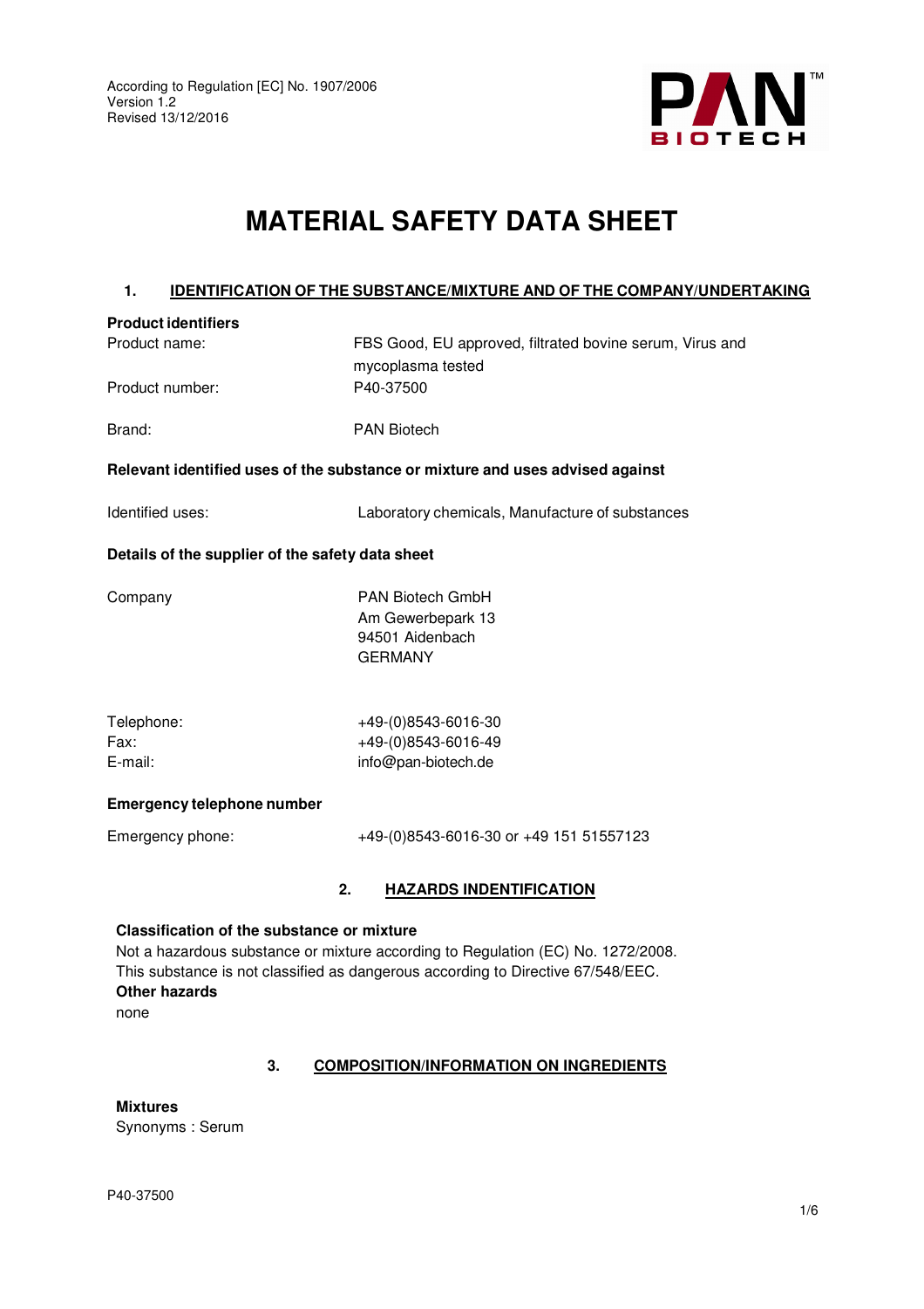According to Regulation [EC] No. 1907/2006
Version 1.2
Revised 13/12/2016

# MATERIAL SAFETY DATA SHEET

## 1. IDENTIFICATION OF THE SUBSTANCE/MIXTURE AND OF THE COMPANY/UNDERTAKING

**Product identifiers**

| | |
|---|---|
| Product name: | FBS Good, EU approved, filtrated bovine serum, Virus and mycoplasma tested |
| Product number: | P40-37500 |
| Brand: | PAN Biotech |

**Relevant identified uses of the substance or mixture and uses advised against**

Identified uses: Laboratory chemicals, Manufacture of substances

**Details of the supplier of the safety data sheet**

Company
PAN Biotech GmbH
Am Gewerbepark 13
94501 Aidenbach
GERMANY

| | |
|---|---|
| Telephone: | +49-(0)8543-6016-30 |
| Fax: | +49-(0)8543-6016-49 |
| E-mail: | info@pan-biotech.de |

**Emergency telephone number**

Emergency phone: +49-(0)8543-6016-30 or +49 151 51557123

## 2. HAZARDS INDENTIFICATION

**Classification of the substance or mixture**
Not a hazardous substance or mixture according to Regulation (EC) No. 1272/2008.
This substance is not classified as dangerous according to Directive 67/548/EEC.
**Other hazards**
none

## 3. COMPOSITION/INFORMATION ON INGREDIENTS

**Mixtures**
Synonyms : Serum

P40-37500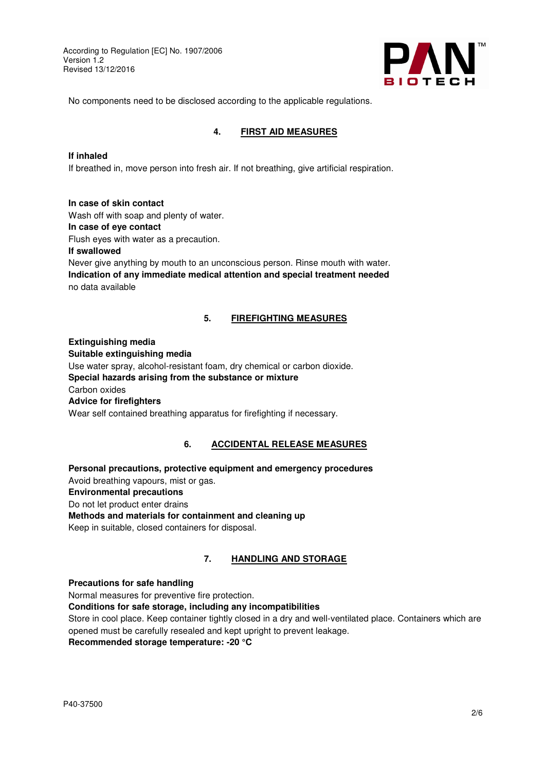No components need to be disclosed according to the applicable regulations.

## 4. FIRST AID MEASURES

**If inhaled**

If breathed in, move person into fresh air. If not breathing, give artificial respiration.

**In case of skin contact**

Wash off with soap and plenty of water.

**In case of eye contact**

Flush eyes with water as a precaution.

**If swallowed**

Never give anything by mouth to an unconscious person. Rinse mouth with water.

**Indication of any immediate medical attention and special treatment needed**

no data available

## 5. FIREFIGHTING MEASURES

**Extinguishing media**

**Suitable extinguishing media**

Use water spray, alcohol-resistant foam, dry chemical or carbon dioxide.

**Special hazards arising from the substance or mixture**

Carbon oxides

**Advice for firefighters**

Wear self contained breathing apparatus for firefighting if necessary.

## 6. ACCIDENTAL RELEASE MEASURES

**Personal precautions, protective equipment and emergency procedures**

Avoid breathing vapours, mist or gas.

**Environmental precautions**

Do not let product enter drains

**Methods and materials for containment and cleaning up**

Keep in suitable, closed containers for disposal.

## 7. HANDLING AND STORAGE

**Precautions for safe handling**

Normal measures for preventive fire protection.

**Conditions for safe storage, including any incompatibilities**

Store in cool place. Keep container tightly closed in a dry and well-ventilated place. Containers which are opened must be carefully resealed and kept upright to prevent leakage.

**Recommended storage temperature: -20 °C**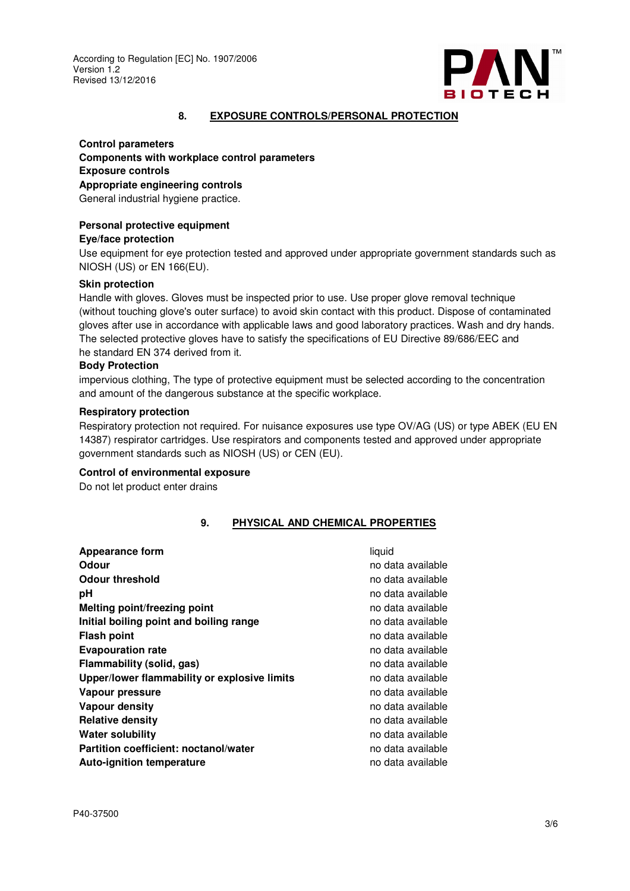## 8. EXPOSURE CONTROLS/PERSONAL PROTECTION

**Control parameters**

**Components with workplace control parameters**

**Exposure controls**

**Appropriate engineering controls**

General industrial hygiene practice.

**Personal protective equipment**

**Eye/face protection**

Use equipment for eye protection tested and approved under appropriate government standards such as NIOSH (US) or EN 166(EU).

**Skin protection**

Handle with gloves. Gloves must be inspected prior to use. Use proper glove removal technique (without touching glove's outer surface) to avoid skin contact with this product. Dispose of contaminated gloves after use in accordance with applicable laws and good laboratory practices. Wash and dry hands. The selected protective gloves have to satisfy the specifications of EU Directive 89/686/EEC and he standard EN 374 derived from it.

**Body Protection**

impervious clothing, The type of protective equipment must be selected according to the concentration and amount of the dangerous substance at the specific workplace.

**Respiratory protection**

Respiratory protection not required. For nuisance exposures use type OV/AG (US) or type ABEK (EU EN 14387) respirator cartridges. Use respirators and components tested and approved under appropriate government standards such as NIOSH (US) or CEN (EU).

**Control of environmental exposure**

Do not let product enter drains

## 9. PHYSICAL AND CHEMICAL PROPERTIES

| | |
|---|---|
| **Appearance form** | liquid |
| **Odour** | no data available |
| **Odour threshold** | no data available |
| **pH** | no data available |
| **Melting point/freezing point** | no data available |
| **Initial boiling point and boiling range** | no data available |
| **Flash point** | no data available |
| **Evapouration rate** | no data available |
| **Flammability (solid, gas)** | no data available |
| **Upper/lower flammability or explosive limits** | no data available |
| **Vapour pressure** | no data available |
| **Vapour density** | no data available |
| **Relative density** | no data available |
| **Water solubility** | no data available |
| **Partition coefficient: noctanol/water** | no data available |
| **Auto-ignition temperature** | no data available |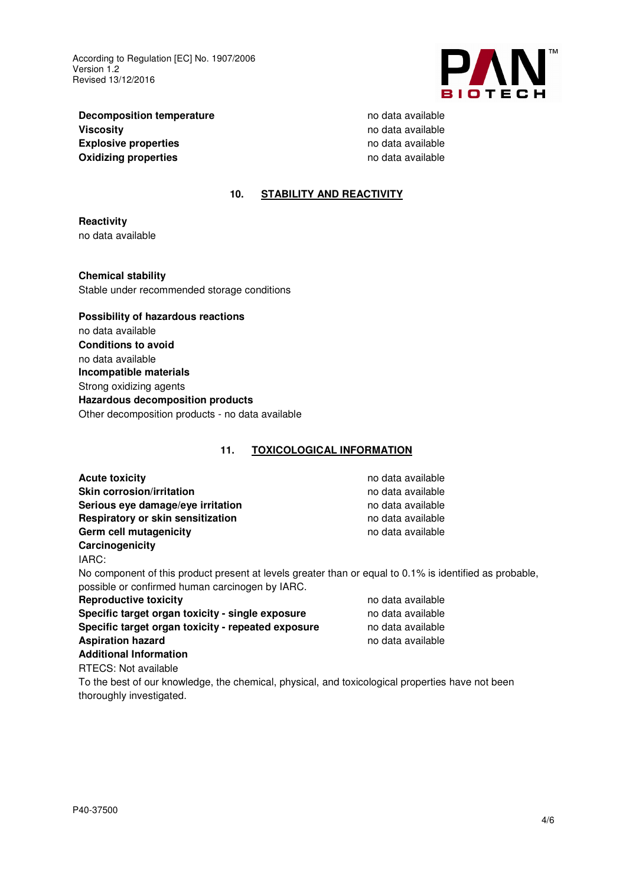| | |
|---|---|
| **Decomposition temperature** | no data available |
| **Viscosity** | no data available |
| **Explosive properties** | no data available |
| **Oxidizing properties** | no data available |

## 10. STABILITY AND REACTIVITY

**Reactivity**
no data available

**Chemical stability**
Stable under recommended storage conditions

**Possibility of hazardous reactions**
no data available
**Conditions to avoid**
no data available
**Incompatible materials**
Strong oxidizing agents
**Hazardous decomposition products**
Other decomposition products - no data available

## 11. TOXICOLOGICAL INFORMATION

| | |
|---|---|
| **Acute toxicity** | no data available |
| **Skin corrosion/irritation** | no data available |
| **Serious eye damage/eye irritation** | no data available |
| **Respiratory or skin sensitization** | no data available |
| **Germ cell mutagenicity** | no data available |

**Carcinogenicity**
IARC:
No component of this product present at levels greater than or equal to 0.1% is identified as probable, possible or confirmed human carcinogen by IARC.

| | |
|---|---|
| **Reproductive toxicity** | no data available |
| **Specific target organ toxicity - single exposure** | no data available |
| **Specific target organ toxicity - repeated exposure** | no data available |
| **Aspiration hazard** | no data available |

**Additional Information**
RTECS: Not available
To the best of our knowledge, the chemical, physical, and toxicological properties have not been thoroughly investigated.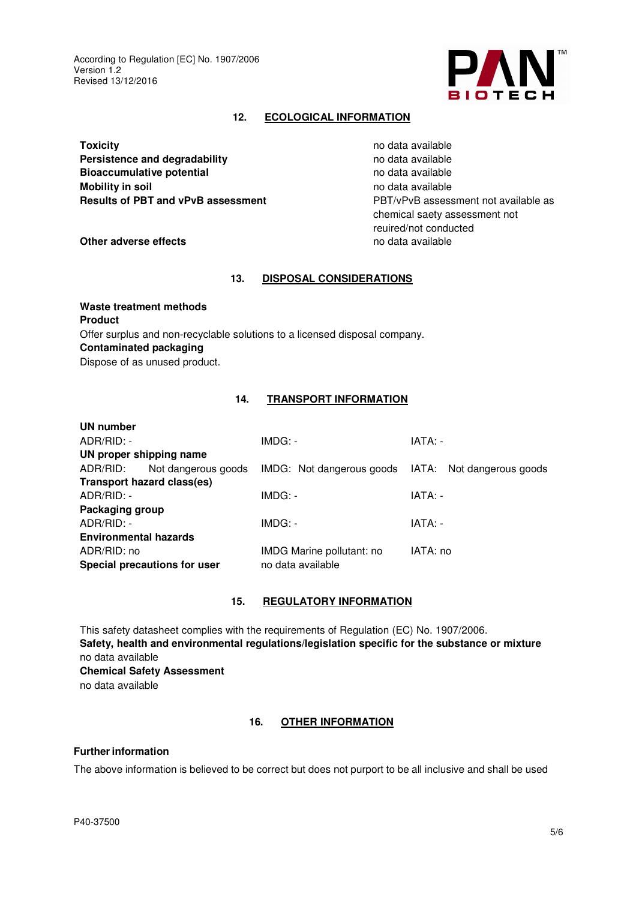## 12. ECOLOGICAL INFORMATION

| | |
|---|---|
| **Toxicity** | no data available |
| **Persistence and degradability** | no data available |
| **Bioaccumulative potential** | no data available |
| **Mobility in soil** | no data available |
| **Results of PBT and vPvB assessment** | PBT/vPvB assessment not available as chemical saety assessment not reuired/not conducted |
| **Other adverse effects** | no data available |

## 13. DISPOSAL CONSIDERATIONS

**Waste treatment methods**
**Product**
Offer surplus and non-recyclable solutions to a licensed disposal company.
**Contaminated packaging**
Dispose of as unused product.

## 14. TRANSPORT INFORMATION

**UN number**

| | | |
|---|---|---|
| ADR/RID: - | IMDG: - | IATA: - |

**UN proper shipping name**

| | | |
|---|---|---|
| ADR/RID: Not dangerous goods | IMDG: Not dangerous goods | IATA: Not dangerous goods |

**Transport hazard class(es)**

| | | |
|---|---|---|
| ADR/RID: - | IMDG: - | IATA: - |

**Packaging group**

| | | |
|---|---|---|
| ADR/RID: - | IMDG: - | IATA: - |

**Environmental hazards**

| | | |
|---|---|---|
| ADR/RID: no | IMDG Marine pollutant: no | IATA: no |

**Special precautions for user** no data available

## 15. REGULATORY INFORMATION

This safety datasheet complies with the requirements of Regulation (EC) No. 1907/2006.
**Safety, health and environmental regulations/legislation specific for the substance or mixture**
no data available
**Chemical Safety Assessment**
no data available

## 16. OTHER INFORMATION

**Further information**

The above information is believed to be correct but does not purport to be all inclusive and shall be used

P40-37500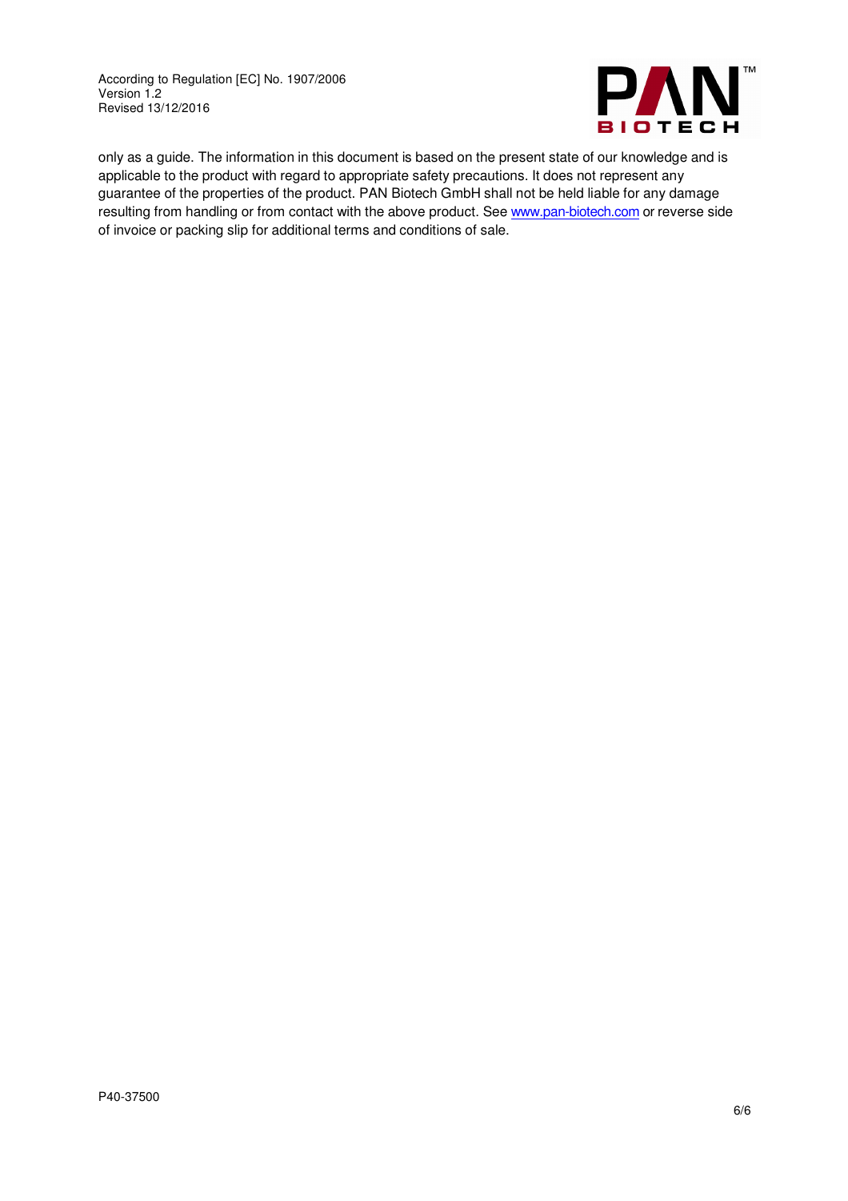only as a guide. The information in this document is based on the present state of our knowledge and is applicable to the product with regard to appropriate safety precautions. It does not represent any guarantee of the properties of the product. PAN Biotech GmbH shall not be held liable for any damage resulting from handling or from contact with the above product. See www.pan-biotech.com or reverse side of invoice or packing slip for additional terms and conditions of sale.